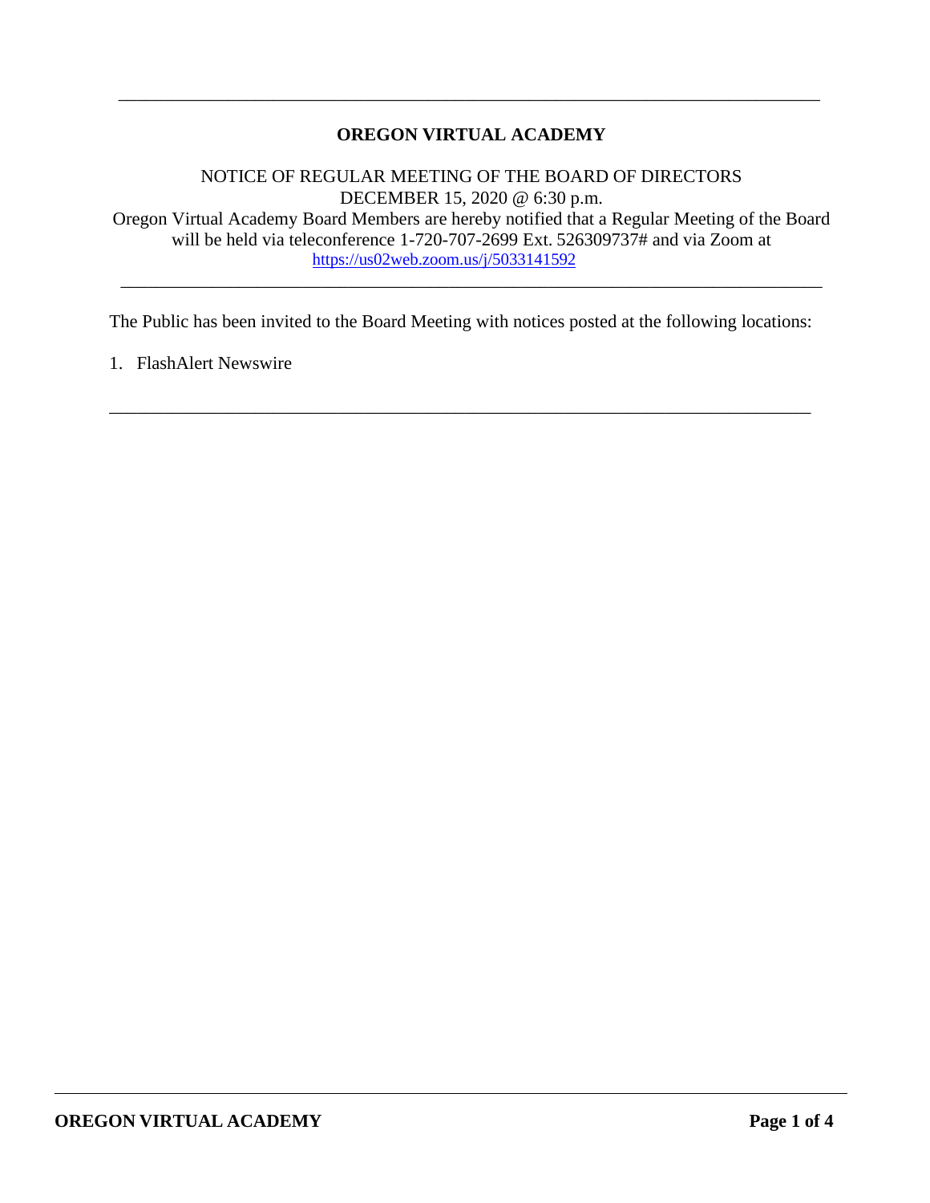---

**OREGON VIRTUAL ACADEMY**

NOTICE OF REGULAR MEETING OF THE BOARD OF DIRECTORS
DECEMBER 15, 2020 @ 6:30 p.m.
Oregon Virtual Academy Board Members are hereby notified that a Regular Meeting of the Board will be held via teleconference 1-720-707-2699 Ext. 526309737# and via Zoom at https://us02web.zoom.us/j/5033141592

---

The Public has been invited to the Board Meeting with notices posted at the following locations:

1. FlashAlert Newswire

---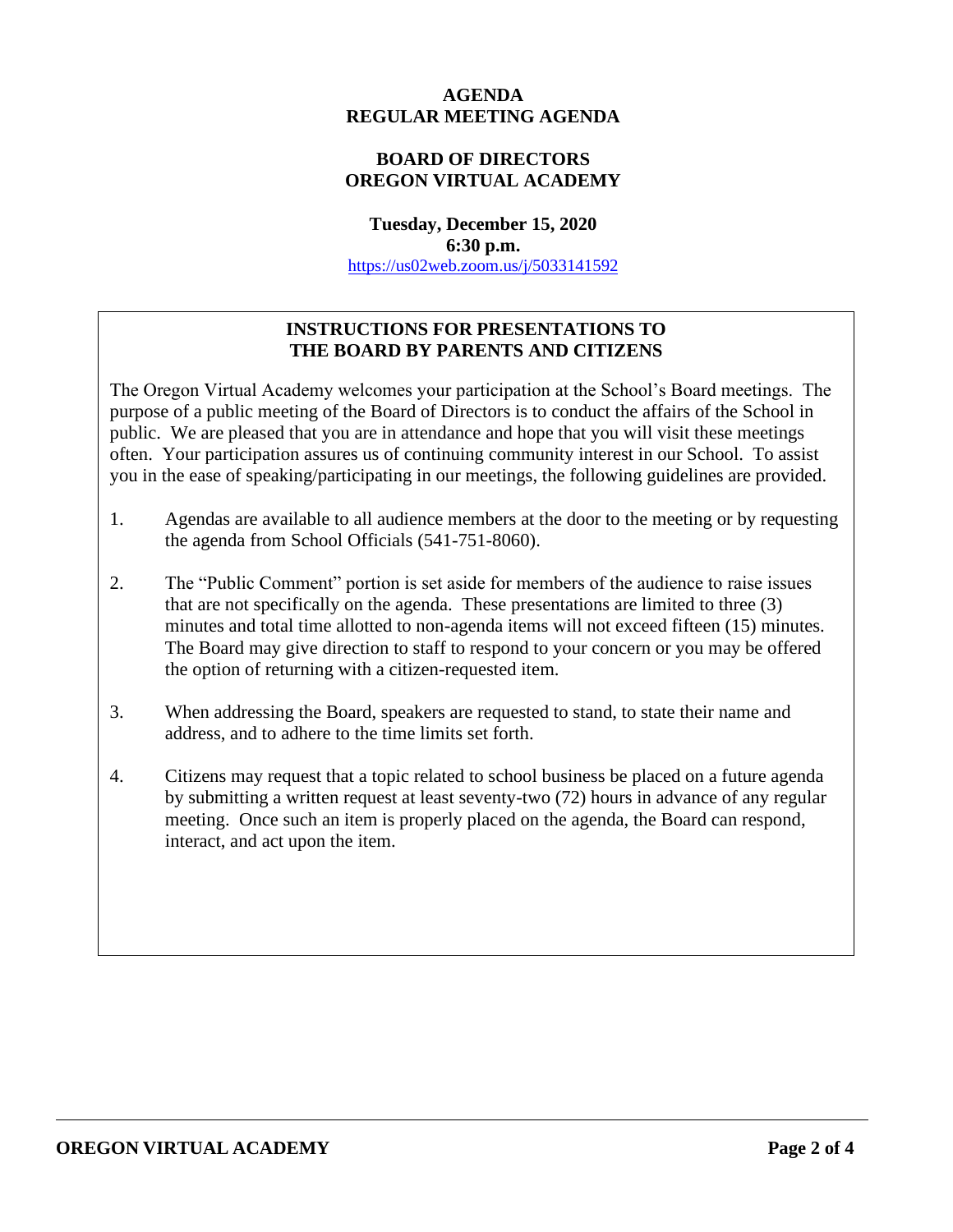# AGENDA
# REGULAR MEETING AGENDA

## BOARD OF DIRECTORS
## OREGON VIRTUAL ACADEMY

**Tuesday, December 15, 2020**
**6:30 p.m.**
https://us02web.zoom.us/j/5033141592

### INSTRUCTIONS FOR PRESENTATIONS TO THE BOARD BY PARENTS AND CITIZENS

The Oregon Virtual Academy welcomes your participation at the School's Board meetings. The purpose of a public meeting of the Board of Directors is to conduct the affairs of the School in public. We are pleased that you are in attendance and hope that you will visit these meetings often. Your participation assures us of continuing community interest in our School. To assist you in the ease of speaking/participating in our meetings, the following guidelines are provided.

1. Agendas are available to all audience members at the door to the meeting or by requesting the agenda from School Officials (541-751-8060).

2. The "Public Comment" portion is set aside for members of the audience to raise issues that are not specifically on the agenda. These presentations are limited to three (3) minutes and total time allotted to non-agenda items will not exceed fifteen (15) minutes. The Board may give direction to staff to respond to your concern or you may be offered the option of returning with a citizen-requested item.

3. When addressing the Board, speakers are requested to stand, to state their name and address, and to adhere to the time limits set forth.

4. Citizens may request that a topic related to school business be placed on a future agenda by submitting a written request at least seventy-two (72) hours in advance of any regular meeting. Once such an item is properly placed on the agenda, the Board can respond, interact, and act upon the item.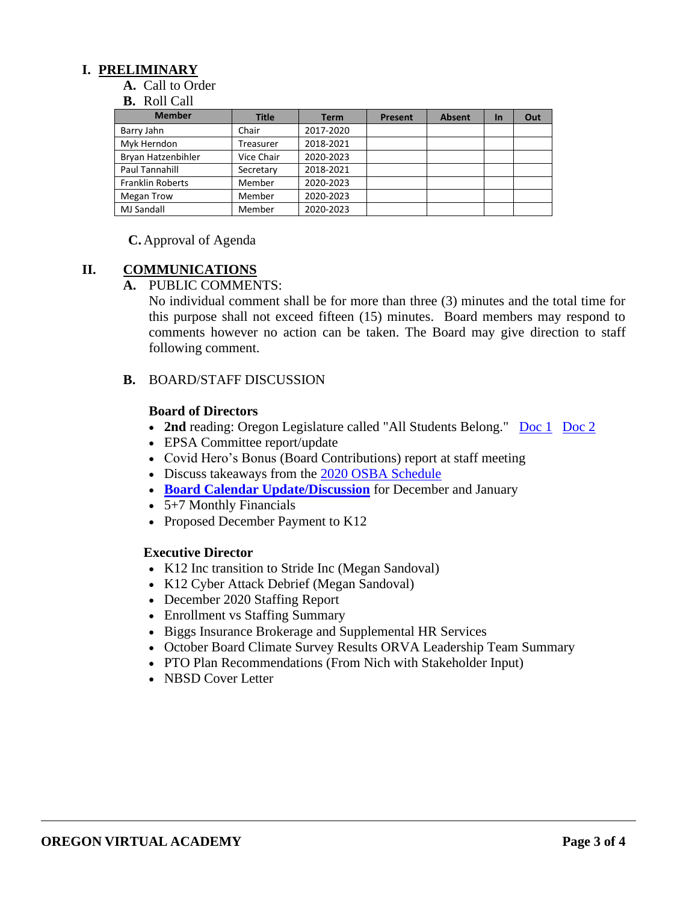## I. PRELIMINARY

**A.** Call to Order

**B.** Roll Call

| Member | Title | Term | Present | Absent | In | Out |
|---|---|---|---|---|---|---|
| Barry Jahn | Chair | 2017-2020 | | | | |
| Myk Herndon | Treasurer | 2018-2021 | | | | |
| Bryan Hatzenbihler | Vice Chair | 2020-2023 | | | | |
| Paul Tannahill | Secretary | 2018-2021 | | | | |
| Franklin Roberts | Member | 2020-2023 | | | | |
| Megan Trow | Member | 2020-2023 | | | | |
| MJ Sandall | Member | 2020-2023 | | | | |

**C.** Approval of Agenda

## II. COMMUNICATIONS

**A.** PUBLIC COMMENTS:

No individual comment shall be for more than three (3) minutes and the total time for this purpose shall not exceed fifteen (15) minutes. Board members may respond to comments however no action can be taken. The Board may give direction to staff following comment.

**B.** BOARD/STAFF DISCUSSION

**Board of Directors**

- **2nd** reading: Oregon Legislature called "All Students Belong." Doc 1 Doc 2
- EPSA Committee report/update
- Covid Hero's Bonus (Board Contributions) report at staff meeting
- Discuss takeaways from the 2020 OSBA Schedule
- **Board Calendar Update/Discussion** for December and January
- 5+7 Monthly Financials
- Proposed December Payment to K12

**Executive Director**

- K12 Inc transition to Stride Inc (Megan Sandoval)
- K12 Cyber Attack Debrief (Megan Sandoval)
- December 2020 Staffing Report
- Enrollment vs Staffing Summary
- Biggs Insurance Brokerage and Supplemental HR Services
- October Board Climate Survey Results ORVA Leadership Team Summary
- PTO Plan Recommendations (From Nich with Stakeholder Input)
- NBSD Cover Letter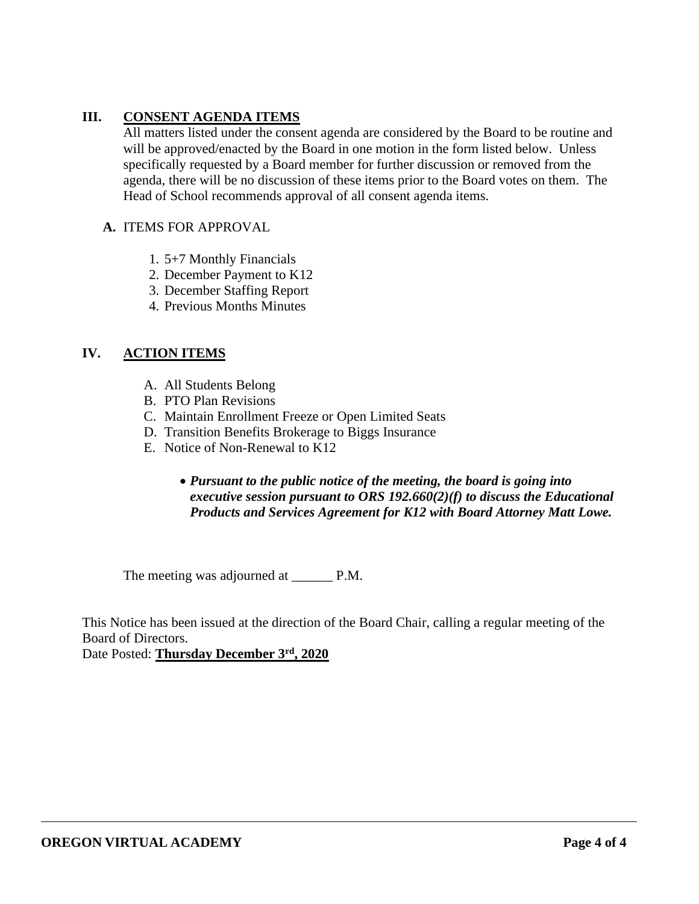## III. CONSENT AGENDA ITEMS

All matters listed under the consent agenda are considered by the Board to be routine and will be approved/enacted by the Board in one motion in the form listed below. Unless specifically requested by a Board member for further discussion or removed from the agenda, there will be no discussion of these items prior to the Board votes on them. The Head of School recommends approval of all consent agenda items.

**A.** ITEMS FOR APPROVAL

1. 5+7 Monthly Financials
2. December Payment to K12
3. December Staffing Report
4. Previous Months Minutes

## IV. ACTION ITEMS

A. All Students Belong
B. PTO Plan Revisions
C. Maintain Enrollment Freeze or Open Limited Seats
D. Transition Benefits Brokerage to Biggs Insurance
E. Notice of Non-Renewal to K12

- ***Pursuant to the public notice of the meeting, the board is going into executive session pursuant to ORS 192.660(2)(f) to discuss the Educational Products and Services Agreement for K12 with Board Attorney Matt Lowe.***

The meeting was adjourned at ______ P.M.

This Notice has been issued at the direction of the Board Chair, calling a regular meeting of the Board of Directors.
Date Posted: **Thursday December 3rd, 2020**